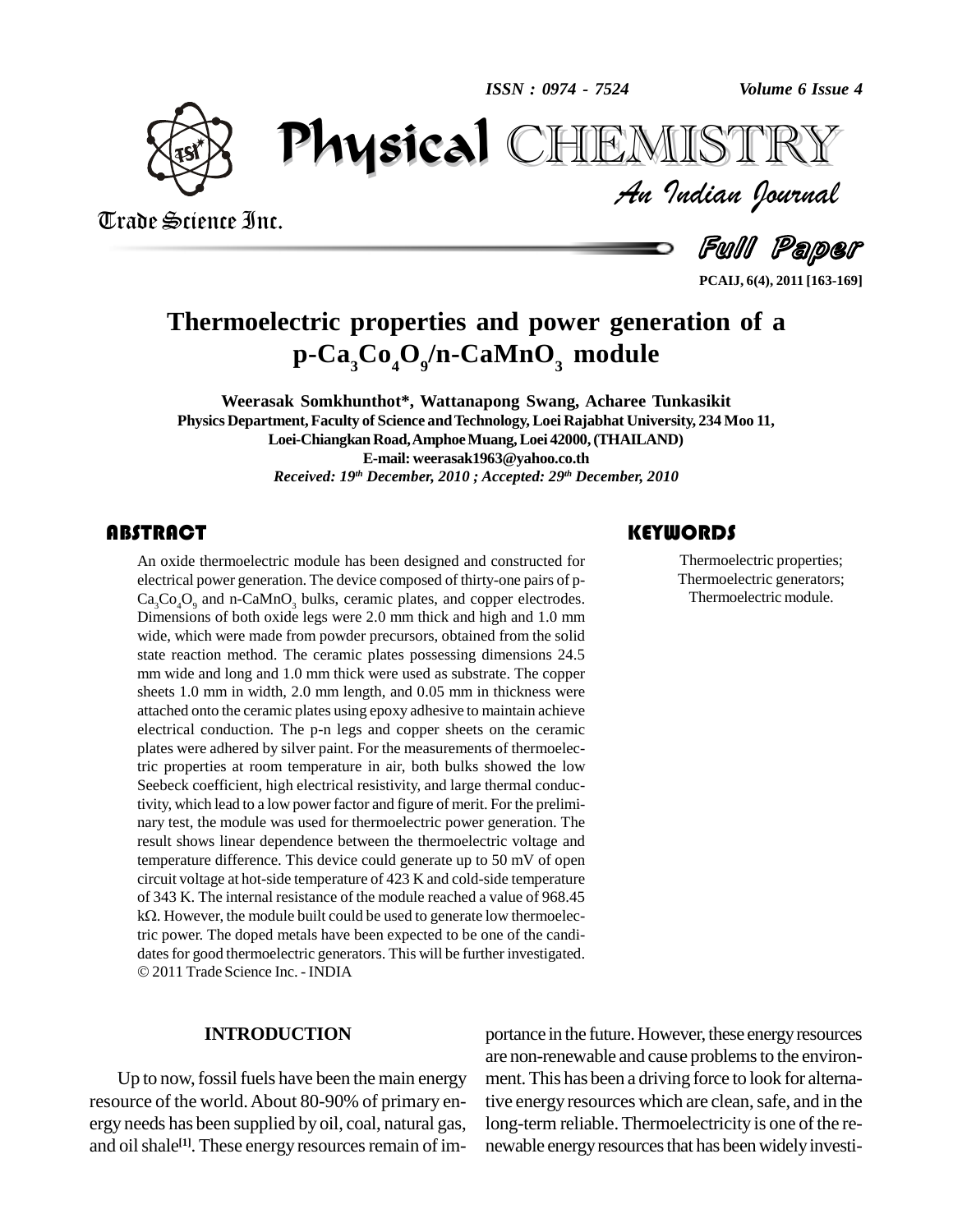# Thermoelectric properties and power generation of a $p\text{-}Ca_3Co_4O_9/n\text{-}CaMnO_3$ module

**Weerasak Somkhunthot\*, Wattanapong Swang, Acharee Tunkasikit**

**Physics Department, Faculty of Science and Technology, Loei Rajabhat University, 234 Moo 11, Loei-Chiangkan Road, Amphoe Muang, Loei 42000, (THAILAND)**

**E-mail: weerasak1963@yahoo.co.th**

*Received: 19th December, 2010 ; Accepted: 29th December, 2010*

## ABSTRACT

An oxide thermoelectric module has been designed and constructed for electrical power generation. The device composed of thirty-one pairs of p-$Ca_3Co_4O_9$ and n-$CaMnO_3$ bulks, ceramic plates, and copper electrodes. Dimensions of both oxide legs were 2.0 mm thick and high and 1.0 mm wide, which were made from powder precursors, obtained from the solid state reaction method. The ceramic plates possessing dimensions 24.5 mm wide and long and 1.0 mm thick were used as substrate. The copper sheets 1.0 mm in width, 2.0 mm length, and 0.05 mm in thickness were attached onto the ceramic plates using epoxy adhesive to maintain achieve electrical conduction. The p-n legs and copper sheets on the ceramic plates were adhered by silver paint. For the measurements of thermoelectric properties at room temperature in air, both bulks showed the low Seebeck coefficient, high electrical resistivity, and large thermal conductivity, which lead to a low power factor and figure of merit. For the preliminary test, the module was used for thermoelectric power generation. The result shows linear dependence between the thermoelectric voltage and temperature difference. This device could generate up to 50 mV of open circuit voltage at hot-side temperature of 423 K and cold-side temperature of 343 K. The internal resistance of the module reached a value of 968.45 kΩ. However, the module built could be used to generate low thermoelectric power. The doped metals have been expected to be one of the candidates for good thermoelectric generators. This will be further investigated.
© 2011 Trade Science Inc. - INDIA

## KEYWORDS

Thermoelectric properties;
Thermoelectric generators;
Thermoelectric module.

## INTRODUCTION

Up to now, fossil fuels have been the main energy resource of the world. About 80-90% of primary energy needs has been supplied by oil, coal, natural gas, and oil shale[1]. These energy resources remain of importance in the future. However, these energy resources are non-renewable and cause problems to the environment. This has been a driving force to look for alternative energy resources which are clean, safe, and in the long-term reliable. Thermoelectricity is one of the renewable energy resources that has been widely investi-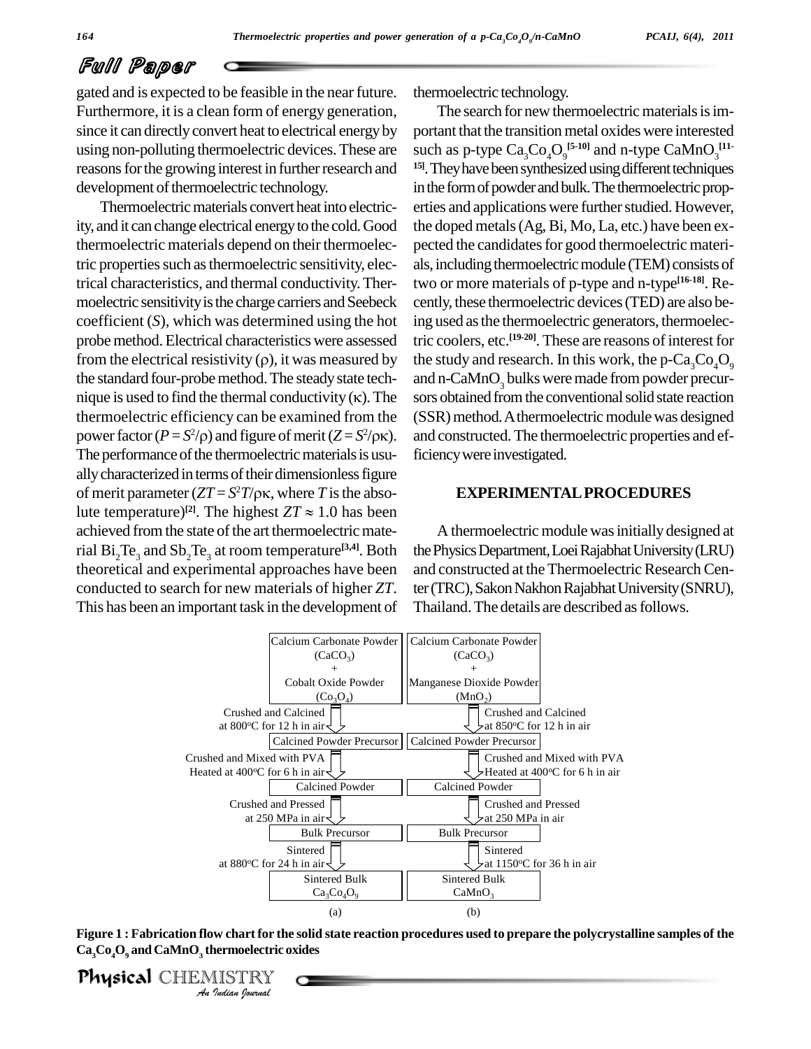gated and is expected to be feasible in the near future. Furthermore, it is a clean form of energy generation, since it can directly convert heat to electrical energy by using non-polluting thermoelectric devices. These are reasons for the growing interest in further research and development of thermoelectric technology.

Thermoelectric materials convert heat into electricity, and it can change electrical energy to the cold. Good thermoelectric materials depend on their thermoelectric properties such as thermoelectric sensitivity, electrical characteristics, and thermal conductivity. Thermoelectric sensitivity is the charge carriers and Seebeck coefficient ($S$), which was determined using the hot probe method. Electrical characteristics were assessed from the electrical resistivity ($\rho$), it was measured by the standard four-probe method. The steady state technique is used to find the thermal conductivity ($\kappa$). The thermoelectric efficiency can be examined from the power factor ($P = S^2/\rho$) and figure of merit ($Z = S^2/\rho\kappa$). The performance of the thermoelectric materials is usually characterized in terms of their dimensionless figure of merit parameter ($ZT = S^2T/\rho\kappa$, where $T$ is the absolute temperature)[2]. The highest $ZT \approx 1.0$ has been achieved from the state of the art thermoelectric material $Bi_2Te_3$ and $Sb_2Te_3$ at room temperature[3,4]. Both theoretical and experimental approaches have been conducted to search for new materials of higher $ZT$. This has been an important task in the development of thermoelectric technology.

The search for new thermoelectric materials is important that the transition metal oxides were interested such as p-type $Ca_3Co_4O_9$[5-10] and n-type $CaMnO_3$[11-15]. They have been synthesized using different techniques in the form of powder and bulk. The thermoelectric properties and applications were further studied. However, the doped metals (Ag, Bi, Mo, La, etc.) have been expected the candidates for good thermoelectric materials, including thermoelectric module (TEM) consists of two or more materials of p-type and n-type[16-18]. Recently, these thermoelectric devices (TED) are also being used as the thermoelectric generators, thermoelectric coolers, etc.[19-20]. These are reasons of interest for the study and research. In this work, the p-$Ca_3Co_4O_9$ and n-$CaMnO_3$ bulks were made from powder precursors obtained from the conventional solid state reaction (SSR) method. A thermoelectric module was designed and constructed. The thermoelectric properties and efficiency were investigated.

## EXPERIMENTAL PROCEDURES

A thermoelectric module was initially designed at the Physics Department, Loei Rajabhat University (LRU) and constructed at the Thermoelectric Research Center (TRC), Sakon Nakhon Rajabhat University (SNRU), Thailand. The details are described as follows.

| (a) | (b) |
|---|---|
| Calcium Carbonate Powder ($CaCO_3$) + Cobalt Oxide Powder ($Co_3O_4$) | Calcium Carbonate Powder ($CaCO_3$) + Manganese Dioxide Powder ($MnO_2$) |
| ↓ Crushed and Calcined at 800°C for 12 h in air | ↓ Crushed and Calcined at 850°C for 12 h in air |
| Calcined Powder Precursor | Calcined Powder Precursor |
| ↓ Crushed and Mixed with PVA Heated at 400°C for 6 h in air | ↓ Crushed and Mixed with PVA Heated at 400°C for 6 h in air |
| Calcined Powder | Calcined Powder |
| ↓ Crushed and Pressed at 250 MPa in air | ↓ Crushed and Pressed at 250 MPa in air |
| Bulk Precursor | Bulk Precursor |
| ↓ Sintered at 880°C for 24 h in air | ↓ Sintered at 1150°C for 36 h in air |
| Sintered Bulk $Ca_3Co_4O_9$ | Sintered Bulk $CaMnO_3$ |

**Figure 1 : Fabrication flow chart for the solid state reaction procedures used to prepare the polycrystalline samples of the $Ca_3Co_4O_9$ and $CaMnO_3$ thermoelectric oxides**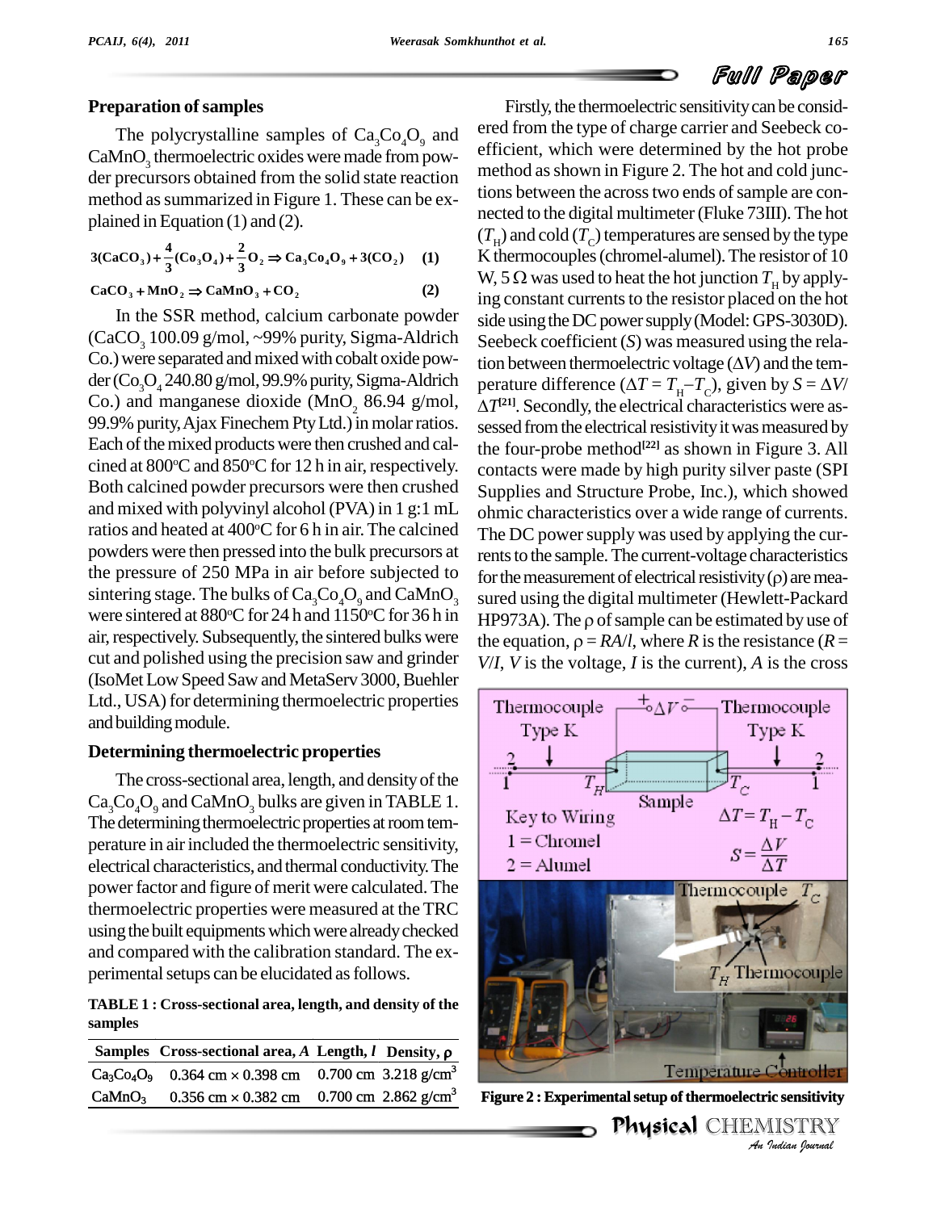## Preparation of samples

The polycrystalline samples of $Ca_3Co_4O_9$ and $CaMnO_3$ thermoelectric oxides were made from powder precursors obtained from the solid state reaction method as summarized in Figure 1. These can be explained in Equation (1) and (2).

$$3(CaCO_3)+\frac{4}{3}(Co_3O_4)+\frac{2}{3}O_2 \Rightarrow Ca_3Co_4O_9+3(CO_2) \quad (1)$$

$$CaCO_3+MnO_2 \Rightarrow CaMnO_3+CO_2 \quad (2)$$

In the SSR method, calcium carbonate powder ($CaCO_3$ 100.09 g/mol, ~99% purity, Sigma-Aldrich Co.) were separated and mixed with cobalt oxide powder ($Co_3O_4$ 240.80 g/mol, 99.9% purity, Sigma-Aldrich Co.) and manganese dioxide ($MnO_2$ 86.94 g/mol, 99.9% purity, Ajax Finechem Pty Ltd.) in molar ratios. Each of the mixed products were then crushed and calcined at 800°C and 850°C for 12 h in air, respectively. Both calcined powder precursors were then crushed and mixed with polyvinyl alcohol (PVA) in 1 g:1 mL ratios and heated at 400°C for 6 h in air. The calcined powders were then pressed into the bulk precursors at the pressure of 250 MPa in air before subjected to sintering stage. The bulks of $Ca_3Co_4O_9$ and $CaMnO_3$ were sintered at 880°C for 24 h and 1150°C for 36 h in air, respectively. Subsequently, the sintered bulks were cut and polished using the precision saw and grinder (IsoMet Low Speed Saw and MetaServ 3000, Buehler Ltd., USA) for determining thermoelectric properties and building module.

## Determining thermoelectric properties

The cross-sectional area, length, and density of the $Ca_3Co_4O_9$ and $CaMnO_3$ bulks are given in TABLE 1. The determining thermoelectric properties at room temperature in air included the thermoelectric sensitivity, electrical characteristics, and thermal conductivity. The power factor and figure of merit were calculated. The thermoelectric properties were measured at the TRC using the built equipments which were already checked and compared with the calibration standard. The experimental setups can be elucidated as follows.

**TABLE 1 : Cross-sectional area, length, and density of the samples**

| Samples | Cross-sectional area, $A$ | Length, $l$ | Density, $\rho$ |
|---|---|---|---|
| $Ca_3Co_4O_9$ | 0.364 cm × 0.398 cm | 0.700 cm | 3.218 g/cm$^3$ |
| $CaMnO_3$ | 0.356 cm × 0.382 cm | 0.700 cm | 2.862 g/cm$^3$ |

Firstly, the thermoelectric sensitivity can be considered from the type of charge carrier and Seebeck coefficient, which were determined by the hot probe method as shown in Figure 2. The hot and cold junctions between the across two ends of sample are connected to the digital multimeter (Fluke 73III). The hot ($T_H$) and cold ($T_C$) temperatures are sensed by the type K thermocouples (chromel-alumel). The resistor of 10 W, 5 Ω was used to heat the hot junction $T_H$ by applying constant currents to the resistor placed on the hot side using the DC power supply (Model: GPS-3030D). Seebeck coefficient ($S$) was measured using the relation between thermoelectric voltage ($\Delta V$) and the temperature difference ($\Delta T = T_H - T_C$), given by $S = \Delta V/\Delta T$[21]. Secondly, the electrical characteristics were assessed from the electrical resistivity it was measured by the four-probe method[22] as shown in Figure 3. All contacts were made by high purity silver paste (SPI Supplies and Structure Probe, Inc.), which showed ohmic characteristics over a wide range of currents. The DC power supply was used by applying the currents to the sample. The current-voltage characteristics for the measurement of electrical resistivity ($\rho$) are measured using the digital multimeter (Hewlett-Packard HP973A). The $\rho$ of sample can be estimated by use of the equation, $\rho = RA/l$, where $R$ is the resistance ($R = V/I$, $V$ is the voltage, $I$ is the current), $A$ is the cross

**Figure 2 : Experimental setup of thermoelectric sensitivity**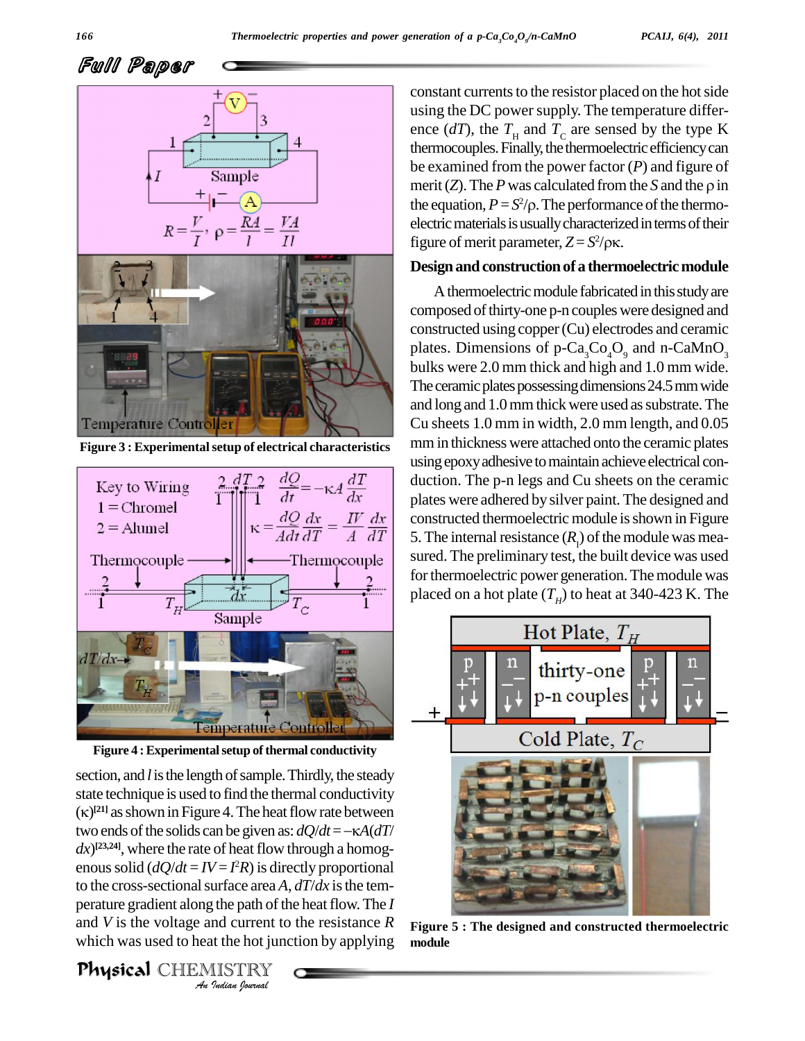Figure 3 : Experimental setup of electrical characteristics

Figure 4 : Experimental setup of thermal conductivity

section, and $l$ is the length of sample. Thirdly, the steady state technique is used to find the thermal conductivity ($\kappa$)[21] as shown in Figure 4. The heat flow rate between two ends of the solids can be given as: $dQ/dt = -\kappa A(dT/dx)$[23,24], where the rate of heat flow through a homogenous solid ($dQ/dt = IV = I^2R$) is directly proportional to the cross-sectional surface area $A$, $dT/dx$ is the temperature gradient along the path of the heat flow. The $I$ and $V$ is the voltage and current to the resistance $R$ which was used to heat the hot junction by applying constant currents to the resistor placed on the hot side using the DC power supply. The temperature difference ($dT$), the $T_H$ and $T_C$ are sensed by the type K thermocouples. Finally, the thermoelectric efficiency can be examined from the power factor ($P$) and figure of merit ($Z$). The $P$ was calculated from the $S$ and the $\rho$ in the equation, $P = S^2/\rho$. The performance of the thermoelectric materials is usually characterized in terms of their figure of merit parameter, $Z = S^2/\rho\kappa$.

## Design and construction of a thermoelectric module

A thermoelectric module fabricated in this study are composed of thirty-one p-n couples were designed and constructed using copper (Cu) electrodes and ceramic plates. Dimensions of p-$Ca_3Co_4O_9$ and n-$CaMnO_3$ bulks were 2.0 mm thick and high and 1.0 mm wide. The ceramic plates possessing dimensions 24.5 mm wide and long and 1.0 mm thick were used as substrate. The Cu sheets 1.0 mm in width, 2.0 mm length, and 0.05 mm in thickness were attached onto the ceramic plates using epoxy adhesive to maintain achieve electrical conduction. The p-n legs and Cu sheets on the ceramic plates were adhered by silver paint. The designed and constructed thermoelectric module is shown in Figure 5. The internal resistance ($R_I$) of the module was measured. The preliminary test, the built device was used for thermoelectric power generation. The module was placed on a hot plate ($T_H$) to heat at 340-423 K. The

Figure 5 : The designed and constructed thermoelectric module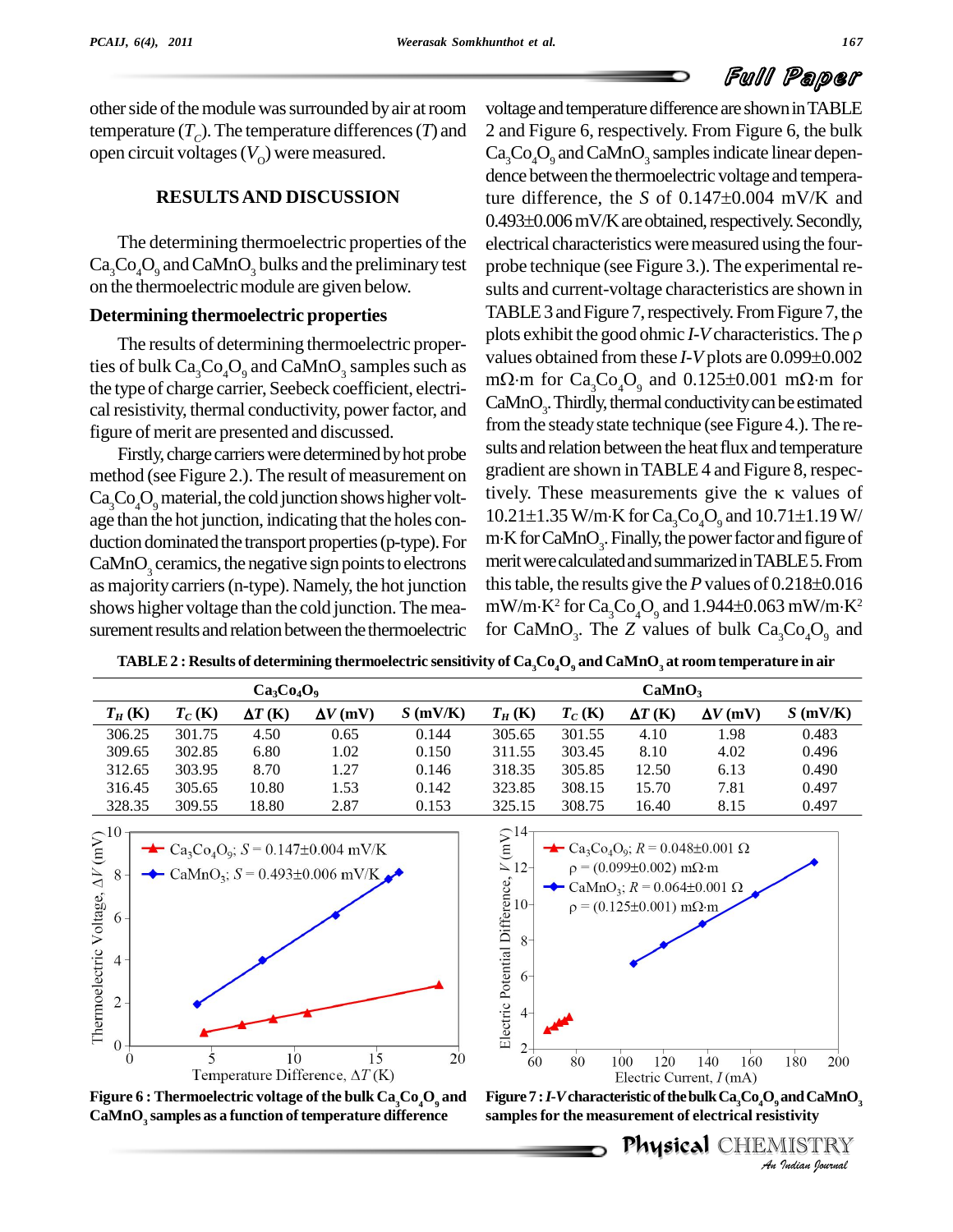other side of the module was surrounded by air at room temperature ($T_C$). The temperature differences ($T$) and open circuit voltages ($V_O$) were measured.

## RESULTS AND DISCUSSION

The determining thermoelectric properties of the $Ca_3Co_4O_9$ and $CaMnO_3$ bulks and the preliminary test on the thermoelectric module are given below.

### Determining thermoelectric properties

The results of determining thermoelectric properties of bulk $Ca_3Co_4O_9$ and $CaMnO_3$ samples such as the type of charge carrier, Seebeck coefficient, electrical resistivity, thermal conductivity, power factor, and figure of merit are presented and discussed.

Firstly, charge carriers were determined by hot probe method (see Figure 2.). The result of measurement on $Ca_3Co_4O_9$ material, the cold junction shows higher voltage than the hot junction, indicating that the holes conduction dominated the transport properties (p-type). For $CaMnO_3$ ceramics, the negative sign points to electrons as majority carriers (n-type). Namely, the hot junction shows higher voltage than the cold junction. The measurement results and relation between the thermoelectric voltage and temperature difference are shown in TABLE 2 and Figure 6, respectively. From Figure 6, the bulk $Ca_3Co_4O_9$ and $CaMnO_3$ samples indicate linear dependence between the thermoelectric voltage and temperature difference, the $S$ of 0.147±0.004 mV/K and 0.493±0.006 mV/K are obtained, respectively. Secondly, electrical characteristics were measured using the four-probe technique (see Figure 3.). The experimental results and current-voltage characteristics are shown in TABLE 3 and Figure 7, respectively. From Figure 7, the plots exhibit the good ohmic $I$-$V$ characteristics. The $\rho$ values obtained from these $I$-$V$ plots are 0.099±0.002 mΩ·m for $Ca_3Co_4O_9$ and 0.125±0.001 mΩ·m for $CaMnO_3$. Thirdly, thermal conductivity can be estimated from the steady state technique (see Figure 4.). The results and relation between the heat flux and temperature gradient are shown in TABLE 4 and Figure 8, respectively. These measurements give the $\kappa$ values of 10.21±1.35 W/m·K for $Ca_3Co_4O_9$ and 10.71±1.19 W/m·K for $CaMnO_3$. Finally, the power factor and figure of merit were calculated and summarized in TABLE 5. From this table, the results give the $P$ values of 0.218±0.016 mW/m·K$^2$ for $Ca_3Co_4O_9$ and 1.944±0.063 mW/m·K$^2$ for $CaMnO_3$. The $Z$ values of bulk $Ca_3Co_4O_9$ and

**TABLE 2 : Results of determining thermoelectric sensitivity of $Ca_3Co_4O_9$ and $CaMnO_3$ at room temperature in air**

| $Ca_3Co_4O_9$ | | | | | $CaMnO_3$ | | | | |
|---|---|---|---|---|---|---|---|---|---|
| $T_H$ (K) | $T_C$ (K) | $\Delta T$ (K) | $\Delta V$ (mV) | $S$ (mV/K) | $T_H$ (K) | $T_C$ (K) | $\Delta T$ (K) | $\Delta V$ (mV) | $S$ (mV/K) |
| 306.25 | 301.75 | 4.50 | 0.65 | 0.144 | 305.65 | 301.55 | 4.10 | 1.98 | 0.483 |
| 309.65 | 302.85 | 6.80 | 1.02 | 0.150 | 311.55 | 303.45 | 8.10 | 4.02 | 0.496 |
| 312.65 | 303.95 | 8.70 | 1.27 | 0.146 | 318.35 | 305.85 | 12.50 | 6.13 | 0.490 |
| 316.45 | 305.65 | 10.80 | 1.53 | 0.142 | 323.85 | 308.15 | 15.70 | 7.81 | 0.497 |
| 328.35 | 309.55 | 18.80 | 2.87 | 0.153 | 325.15 | 308.75 | 16.40 | 8.15 | 0.497 |

**Figure 6 : Thermoelectric voltage of the bulk $Ca_3Co_4O_9$ and $CaMnO_3$ samples as a function of temperature difference**

**Figure 7 : $I$-$V$ characteristic of the bulk $Ca_3Co_4O_9$ and $CaMnO_3$ samples for the measurement of electrical resistivity**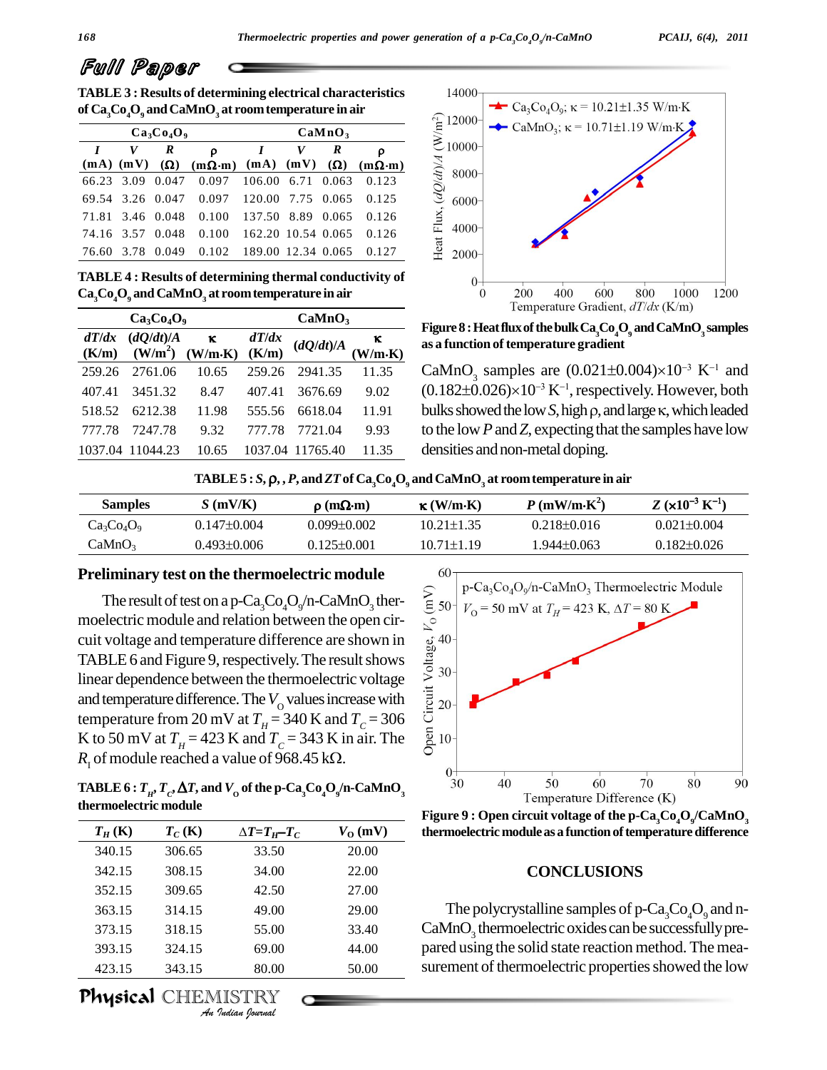**TABLE 3 : Results of determining electrical characteristics of $Ca_3Co_4O_9$ and $CaMnO_3$ at room temperature in air**

| $Ca_3Co_4O_9$ | | | | $CaMnO_3$ | | | |
|---|---|---|---|---|---|---|---|
| *I* (mA) | *V* (mV) | *R* (Ω) | ρ (mΩ·m) | *I* (mA) | *V* (mV) | *R* (Ω) | ρ (mΩ·m) |
| 66.23 | 3.09 | 0.047 | 0.097 | 106.00 | 6.71 | 0.063 | 0.123 |
| 69.54 | 3.26 | 0.047 | 0.097 | 120.00 | 7.75 | 0.065 | 0.125 |
| 71.81 | 3.46 | 0.048 | 0.100 | 137.50 | 8.89 | 0.065 | 0.126 |
| 74.16 | 3.57 | 0.048 | 0.100 | 162.20 | 10.54 | 0.065 | 0.126 |
| 76.60 | 3.78 | 0.049 | 0.102 | 189.00 | 12.34 | 0.065 | 0.127 |

**TABLE 4 : Results of determining thermal conductivity of $Ca_3Co_4O_9$ and $CaMnO_3$ at room temperature in air**

| $Ca_3Co_4O_9$ | | | $CaMnO_3$ | | |
|---|---|---|---|---|---|
| *dT/dx* (K/m) | *(dQ/dt)/A* (W/m²) | κ (W/m·K) | *dT/dx* (K/m) | *(dQ/dt)/A* | κ (W/m·K) |
| 259.26 | 2761.06 | 10.65 | 259.26 | 2941.35 | 11.35 |
| 407.41 | 3451.32 | 8.47 | 407.41 | 3676.69 | 9.02 |
| 518.52 | 6212.38 | 11.98 | 555.56 | 6618.04 | 11.91 |
| 777.78 | 7247.78 | 9.32 | 777.78 | 7721.04 | 9.93 |
| 1037.04 | 11044.23 | 10.65 | 1037.04 | 11765.40 | 11.35 |

**Figure 8 : Heat flux of the bulk $Ca_3Co_4O_9$ and $CaMnO_3$ samples as a function of temperature gradient**

$CaMnO_3$ samples are $(0.021\pm0.004)\times10^{-3}$ K$^{-1}$ and $(0.182\pm0.026)\times10^{-3}$ K$^{-1}$, respectively. However, both bulks showed the low *S*, high ρ, and large κ, which leaded to the low *P* and *Z*, expecting that the samples have low densities and non-metal doping.

**TABLE 5 : *S*, ρ, , *P*, and *ZT* of $Ca_3Co_4O_9$ and $CaMnO_3$ at room temperature in air**

| Samples | *S* (mV/K) | ρ (mΩ·m) | κ (W/m·K) | *P* (mW/m·K²) | *Z* (×10⁻³ K⁻¹) |
|---|---|---|---|---|---|
| $Ca_3Co_4O_9$ | 0.147±0.004 | 0.099±0.002 | 10.21±1.35 | 0.218±0.016 | 0.021±0.004 |
| $CaMnO_3$ | 0.493±0.006 | 0.125±0.001 | 10.71±1.19 | 1.944±0.063 | 0.182±0.026 |

## Preliminary test on the thermoelectric module

The result of test on a p-$Ca_3Co_4O_9$/n-$CaMnO_3$ thermoelectric module and relation between the open circuit voltage and temperature difference are shown in TABLE 6 and Figure 9, respectively. The result shows linear dependence between the thermoelectric voltage and temperature difference. The $V_O$ values increase with temperature from 20 mV at $T_H$ = 340 K and $T_C$ = 306 K to 50 mV at $T_H$ = 423 K and $T_C$ = 343 K in air. The $R_I$ of module reached a value of 968.45 kΩ.

**TABLE 6 : $T_H$, $T_C$, Δ*T*, and $V_O$ of the p-$Ca_3Co_4O_9$/n-$CaMnO_3$ thermoelectric module**

| $T_H$ (K) | $T_C$ (K) | $\Delta T = T_H - T_C$ | $V_O$ (mV) |
|---|---|---|---|
| 340.15 | 306.65 | 33.50 | 20.00 |
| 342.15 | 308.15 | 34.00 | 22.00 |
| 352.15 | 309.65 | 42.50 | 27.00 |
| 363.15 | 314.15 | 49.00 | 29.00 |
| 373.15 | 318.15 | 55.00 | 33.40 |
| 393.15 | 324.15 | 69.00 | 44.00 |
| 423.15 | 343.15 | 80.00 | 50.00 |

**Figure 9 : Open circuit voltage of the p-$Ca_3Co_4O_9$/$CaMnO_3$ thermoelectric module as a function of temperature difference**

## CONCLUSIONS

The polycrystalline samples of p-$Ca_3Co_4O_9$ and n-$CaMnO_3$ thermoelectric oxides can be successfully prepared using the solid state reaction method. The measurement of thermoelectric properties showed the low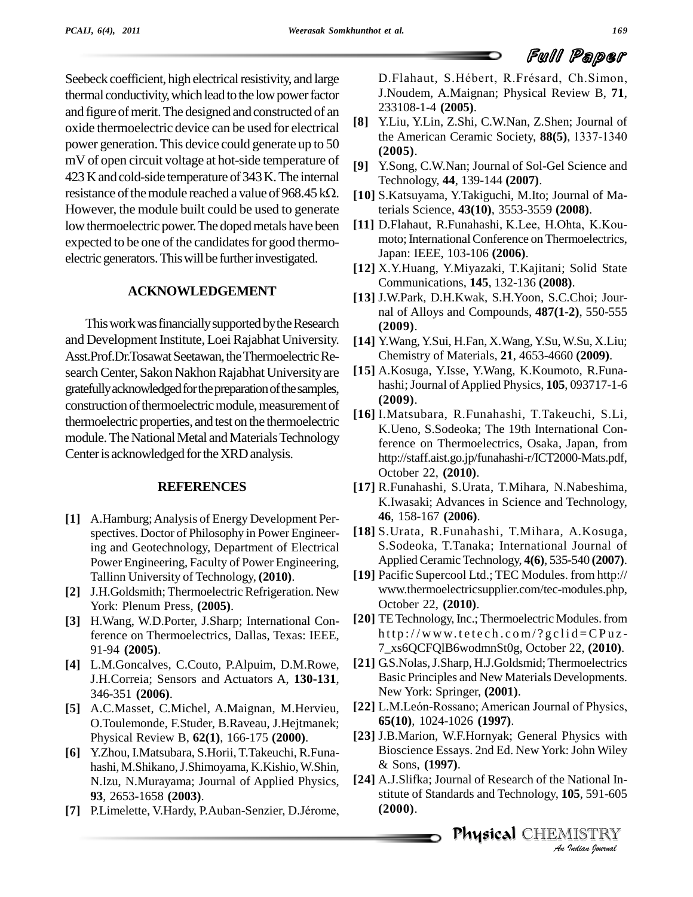Seebeck coefficient, high electrical resistivity, and large thermal conductivity, which lead to the low power factor and figure of merit. The designed and constructed of an oxide thermoelectric device can be used for electrical power generation. This device could generate up to 50 mV of open circuit voltage at hot-side temperature of 423 K and cold-side temperature of 343 K. The internal resistance of the module reached a value of 968.45 kΩ. However, the module built could be used to generate low thermoelectric power. The doped metals have been expected to be one of the candidates for good thermoelectric generators. This will be further investigated.

## ACKNOWLEDGEMENT

This work was financially supported by the Research and Development Institute, Loei Rajabhat University. Asst.Prof.Dr.Tosawat Seetawan, the Thermoelectric Research Center, Sakon Nakhon Rajabhat University are gratefully acknowledged for the preparation of the samples, construction of thermoelectric module, measurement of thermoelectric properties, and test on the thermoelectric module. The National Metal and Materials Technology Center is acknowledged for the XRD analysis.

## REFERENCES

**[1]** A.Hamburg; Analysis of Energy Development Perspectives. Doctor of Philosophy in Power Engineering and Geotechnology, Department of Electrical Power Engineering, Faculty of Power Engineering, Tallinn University of Technology, **(2010)**.

**[2]** J.H.Goldsmith; Thermoelectric Refrigeration. New York: Plenum Press, **(2005)**.

**[3]** H.Wang, W.D.Porter, J.Sharp; International Conference on Thermoelectrics, Dallas, Texas: IEEE, 91-94 **(2005)**.

**[4]** L.M.Goncalves, C.Couto, P.Alpuim, D.M.Rowe, J.H.Correia; Sensors and Actuators A, **130-131**, 346-351 **(2006)**.

**[5]** A.C.Masset, C.Michel, A.Maignan, M.Hervieu, O.Toulemonde, F.Studer, B.Raveau, J.Hejtmanek; Physical Review B, **62(1)**, 166-175 **(2000)**.

**[6]** Y.Zhou, I.Matsubara, S.Horii, T.Takeuchi, R.Funahashi, M.Shikano, J.Shimoyama, K.Kishio, W.Shin, N.Izu, N.Murayama; Journal of Applied Physics, **93**, 2653-1658 **(2003)**.

**[7]** P.Limelette, V.Hardy, P.Auban-Senzier, D.Jérome, D.Flahaut, S.Hébert, R.Frésard, Ch.Simon, J.Noudem, A.Maignan; Physical Review B, **71**, 233108-1-4 **(2005)**.

**[8]** Y.Liu, Y.Lin, Z.Shi, C.W.Nan, Z.Shen; Journal of the American Ceramic Society, **88(5)**, 1337-1340 **(2005)**.

**[9]** Y.Song, C.W.Nan; Journal of Sol-Gel Science and Technology, **44**, 139-144 **(2007)**.

**[10]** S.Katsuyama, Y.Takiguchi, M.Ito; Journal of Materials Science, **43(10)**, 3553-3559 **(2008)**.

**[11]** D.Flahaut, R.Funahashi, K.Lee, H.Ohta, K.Koumoto; International Conference on Thermoelectrics, Japan: IEEE, 103-106 **(2006)**.

**[12]** X.Y.Huang, Y.Miyazaki, T.Kajitani; Solid State Communications, **145**, 132-136 **(2008)**.

**[13]** J.W.Park, D.H.Kwak, S.H.Yoon, S.C.Choi; Journal of Alloys and Compounds, **487(1-2)**, 550-555 **(2009)**.

**[14]** Y.Wang, Y.Sui, H.Fan, X.Wang, Y.Su, W.Su, X.Liu; Chemistry of Materials, **21**, 4653-4660 **(2009)**.

**[15]** A.Kosuga, Y.Isse, Y.Wang, K.Koumoto, R.Funahashi; Journal of Applied Physics, **105**, 093717-1-6 **(2009)**.

**[16]** I.Matsubara, R.Funahashi, T.Takeuchi, S.Li, K.Ueno, S.Sodeoka; The 19th International Conference on Thermoelectrics, Osaka, Japan, from http://staff.aist.go.jp/funahashi-r/ICT2000-Mats.pdf, October 22, **(2010)**.

**[17]** R.Funahashi, S.Urata, T.Mihara, N.Nabeshima, K.Iwasaki; Advances in Science and Technology, **46**, 158-167 **(2006)**.

**[18]** S.Urata, R.Funahashi, T.Mihara, A.Kosuga, S.Sodeoka, T.Tanaka; International Journal of Applied Ceramic Technology, **4(6)**, 535-540 **(2007)**.

**[19]** Pacific Supercool Ltd.; TEC Modules. from http://www.thermoelectricsupplier.com/tec-modules.php, October 22, **(2010)**.

**[20]** TE Technology, Inc.; Thermoelectric Modules. from http://www.tetech.com/?gclid=CPuz-7_xs6QCFQlB6wodmnSt0g, October 22, **(2010)**.

**[21]** G.S.Nolas, J.Sharp, H.J.Goldsmid; Thermoelectrics Basic Principles and New Materials Developments. New York: Springer, **(2001)**.

**[22]** L.M.León-Rossano; American Journal of Physics, **65(10)**, 1024-1026 **(1997)**.

**[23]** J.B.Marion, W.F.Hornyak; General Physics with Bioscience Essays. 2nd Ed. New York: John Wiley & Sons, **(1997)**.

**[24]** A.J.Slifka; Journal of Research of the National Institute of Standards and Technology, **105**, 591-605 **(2000)**.